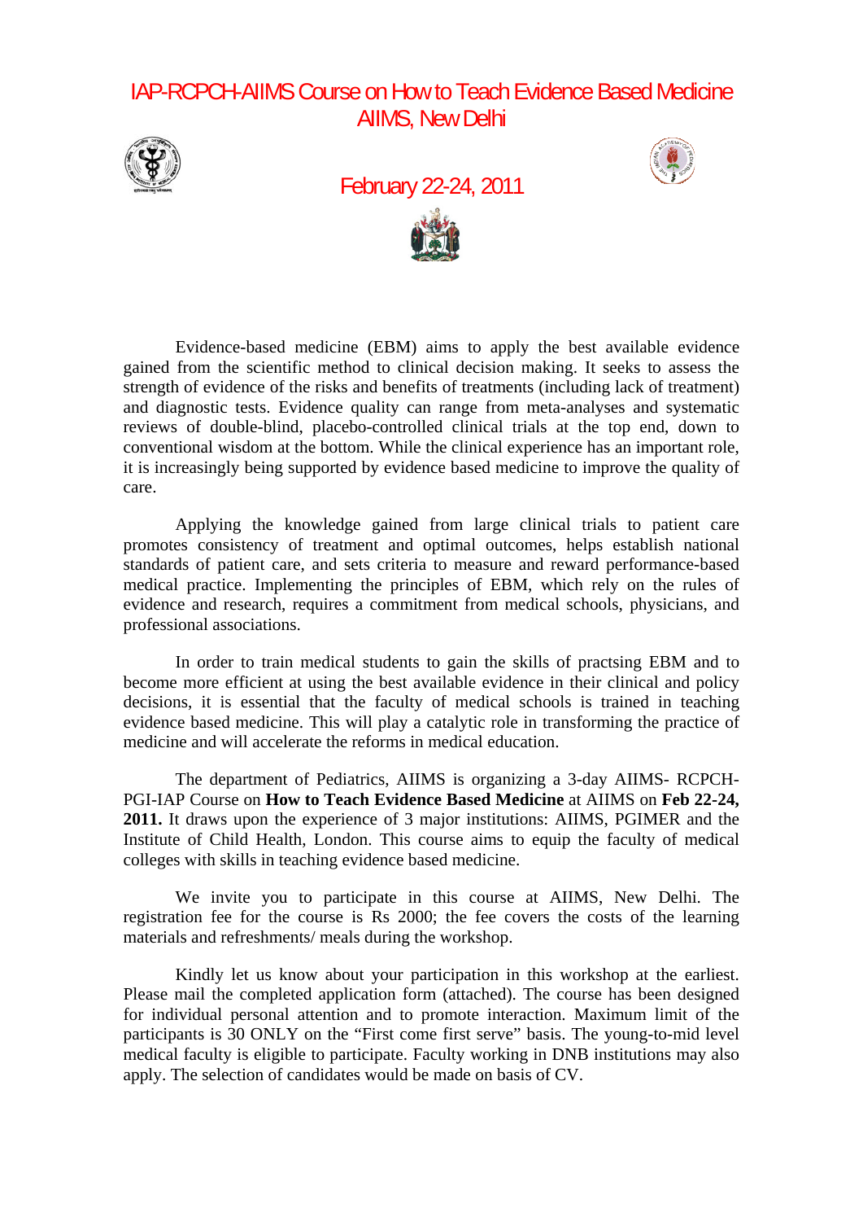# IAP-RCPCH-AIIMS Course on How to Teach Evidence Based Medicine AIIMS, New Delhi

## February 22-24, 2011

Evidence-based medicine (EBM) aims to apply the best available evidence gained from the scientific method to clinical decision making. It seeks to assess the strength of evidence of the risks and benefits of treatments (including lack of treatment) and diagnostic tests. Evidence quality can range from meta-analyses and systematic reviews of double-blind, placebo-controlled clinical trials at the top end, down to conventional wisdom at the bottom. While the clinical experience has an important role, it is increasingly being supported by evidence based medicine to improve the quality of care.

Applying the knowledge gained from large clinical trials to patient care promotes consistency of treatment and optimal outcomes, helps establish national standards of patient care, and sets criteria to measure and reward performance-based medical practice. Implementing the principles of EBM, which rely on the rules of evidence and research, requires a commitment from medical schools, physicians, and professional associations.

In order to train medical students to gain the skills of practsing EBM and to become more efficient at using the best available evidence in their clinical and policy decisions, it is essential that the faculty of medical schools is trained in teaching evidence based medicine. This will play a catalytic role in transforming the practice of medicine and will accelerate the reforms in medical education.

The department of Pediatrics, AIIMS is organizing a 3-day AIIMS- RCPCH-PGI-IAP Course on **How to Teach Evidence Based Medicine** at AIIMS on **Feb 22-24, 2011.** It draws upon the experience of 3 major institutions: AIIMS, PGIMER and the Institute of Child Health, London. This course aims to equip the faculty of medical colleges with skills in teaching evidence based medicine.

We invite you to participate in this course at AIIMS, New Delhi. The registration fee for the course is Rs 2000; the fee covers the costs of the learning materials and refreshments/ meals during the workshop.

Kindly let us know about your participation in this workshop at the earliest. Please mail the completed application form (attached). The course has been designed for individual personal attention and to promote interaction. Maximum limit of the participants is 30 ONLY on the "First come first serve" basis. The young-to-mid level medical faculty is eligible to participate. Faculty working in DNB institutions may also apply. The selection of candidates would be made on basis of CV.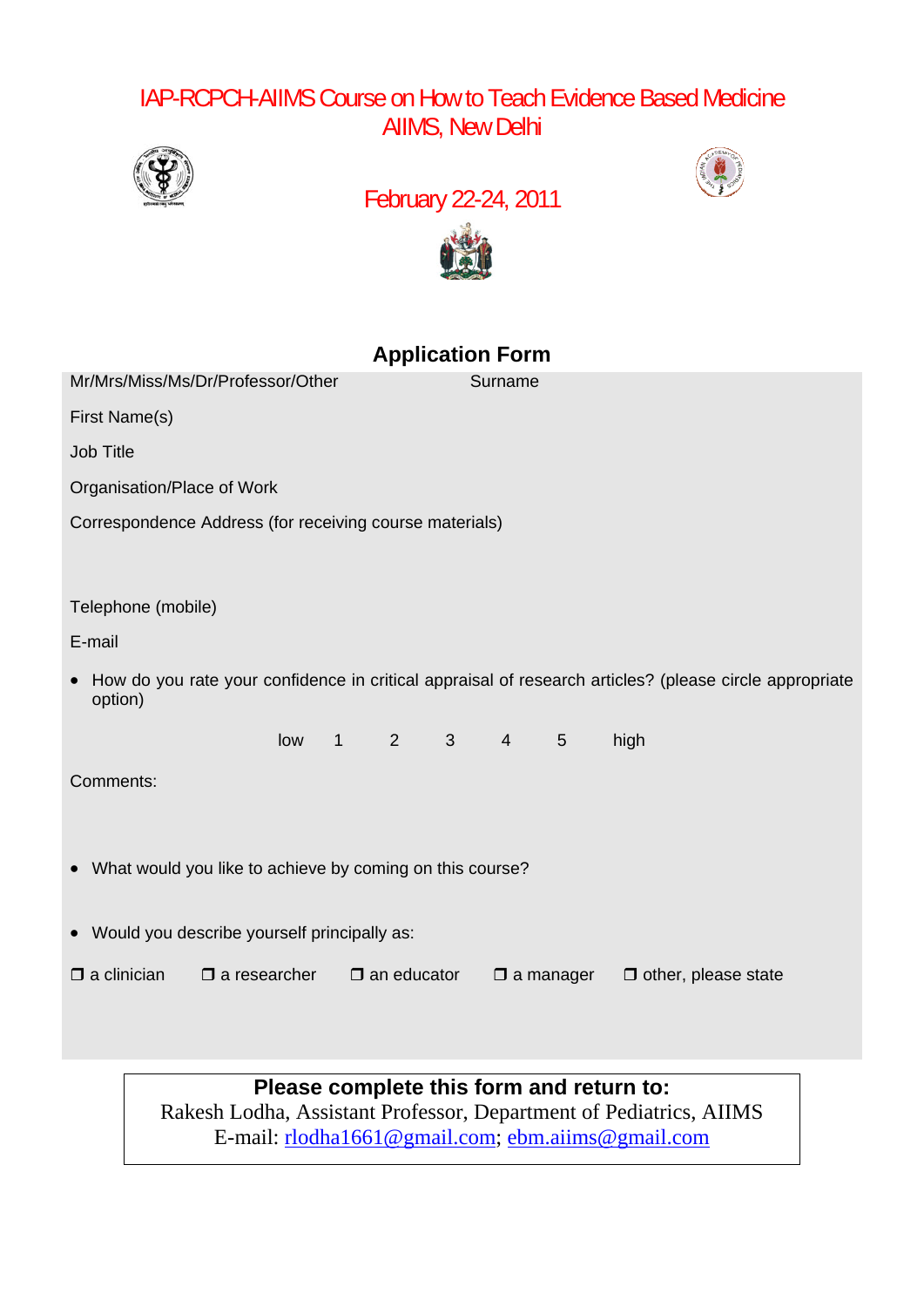IAP-RCPCH-AIIMS Course on How to Teach Evidence Based Medicine

AIIMS, New Delhi

February 22-24, 2011

## Application Form

Mr/Mrs/Miss/Ms/Dr/Professor/Other Surname

First Name(s)

Job Title

Organisation/Place of Work

Correspondence Address (for receiving course materials)

Telephone (mobile)

E-mail

- How do you rate your confidence in critical appraisal of research articles? (please circle appropriate option)

low 1 2 3 4 5 high

Comments:

- What would you like to achieve by coming on this course?

- Would you describe yourself principally as:

❒ a clinician ❒ a researcher ❒ an educator ❒ a manager ❒ other, please state

**Please complete this form and return to:**

Rakesh Lodha, Assistant Professor, Department of Pediatrics, AIIMS

E-mail: rlodha1661@gmail.com; ebm.aiims@gmail.com